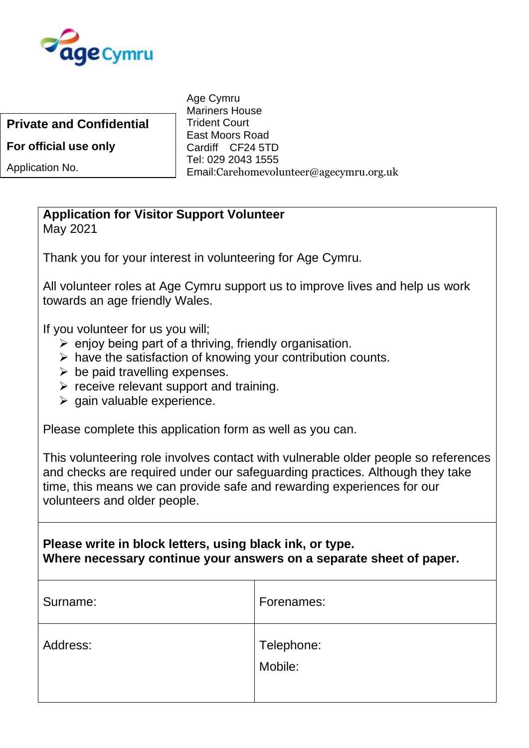age Cymru

| Private and Confidential |
|---|
| **For official use only** |
| Application No. |

Age Cymru
Mariners House
Trident Court
East Moors Road
Cardiff CF24 5TD
Tel: 029 2043 1555
Email:Carehomevolunteer@agecymru.org.uk

**Application for Visitor Support Volunteer**
May 2021

Thank you for your interest in volunteering for Age Cymru.

All volunteer roles at Age Cymru support us to improve lives and help us work towards an age friendly Wales.

If you volunteer for us you will;

- enjoy being part of a thriving, friendly organisation.
- have the satisfaction of knowing your contribution counts.
- be paid travelling expenses.
- receive relevant support and training.
- gain valuable experience.

Please complete this application form as well as you can.

This volunteering role involves contact with vulnerable older people so references and checks are required under our safeguarding practices. Although they take time, this means we can provide safe and rewarding experiences for our volunteers and older people.

**Please write in block letters, using black ink, or type.**
**Where necessary continue your answers on a separate sheet of paper.**

| Surname: | Forenames: |
|---|---|
| Address: | Telephone:<br>Mobile: |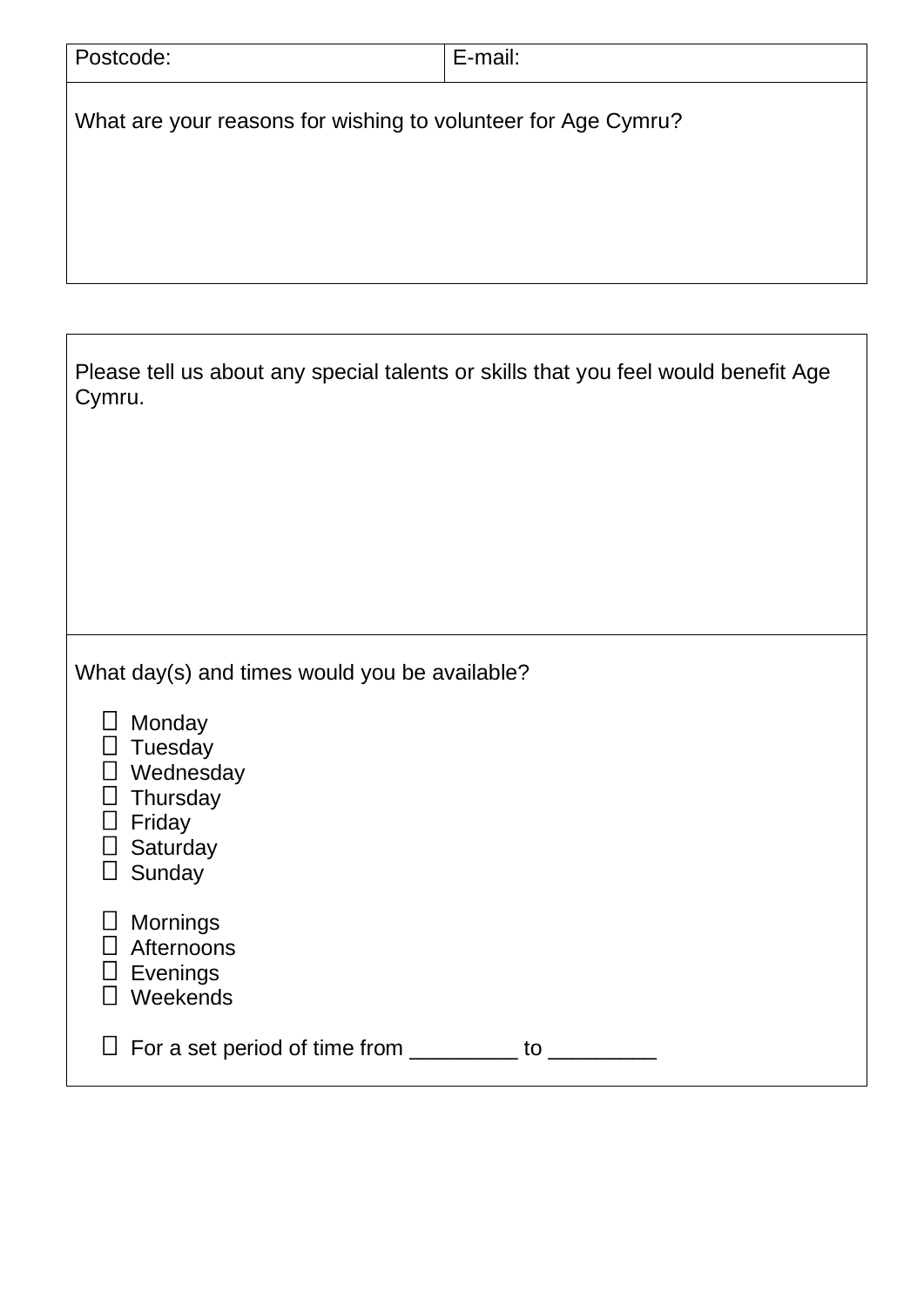| Postcode: | E-mail: |
|---|---|

What are your reasons for wishing to volunteer for Age Cymru?

Please tell us about any special talents or skills that you feel would benefit Age Cymru.

What day(s) and times would you be available?

- ☐ Monday
- ☐ Tuesday
- ☐ Wednesday
- ☐ Thursday
- ☐ Friday
- ☐ Saturday
- ☐ Sunday

- ☐ Mornings
- ☐ Afternoons
- ☐ Evenings
- ☐ Weekends

- ☐ For a set period of time from _________ to _________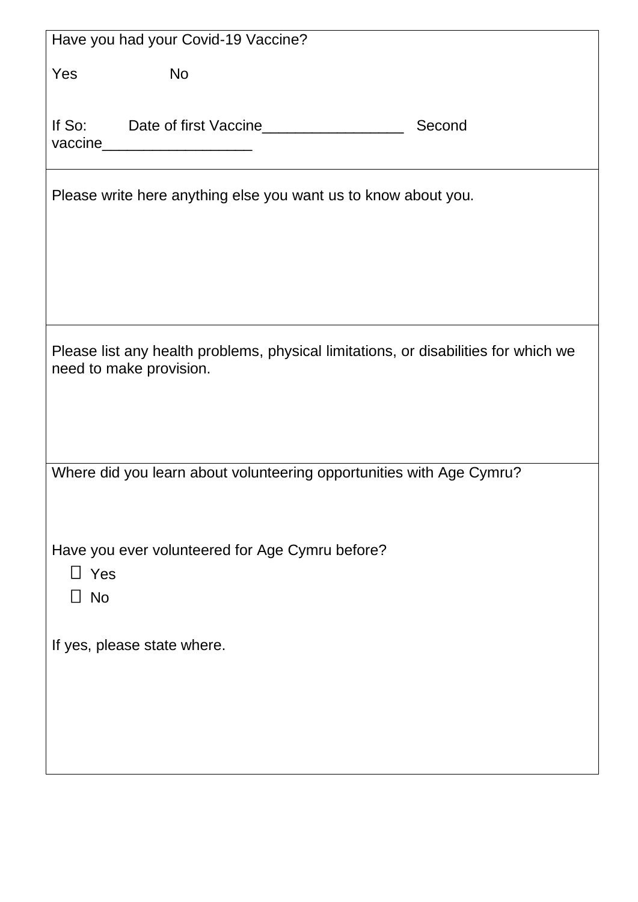Have you had your Covid-19 Vaccine?

Yes No

If So: Date of first Vaccine_________________ Second vaccine__________________

---

Please write here anything else you want us to know about you.

---

Please list any health problems, physical limitations, or disabilities for which we need to make provision.

---

Where did you learn about volunteering opportunities with Age Cymru?

Have you ever volunteered for Age Cymru before?

- ☐ Yes
- ☐ No

If yes, please state where.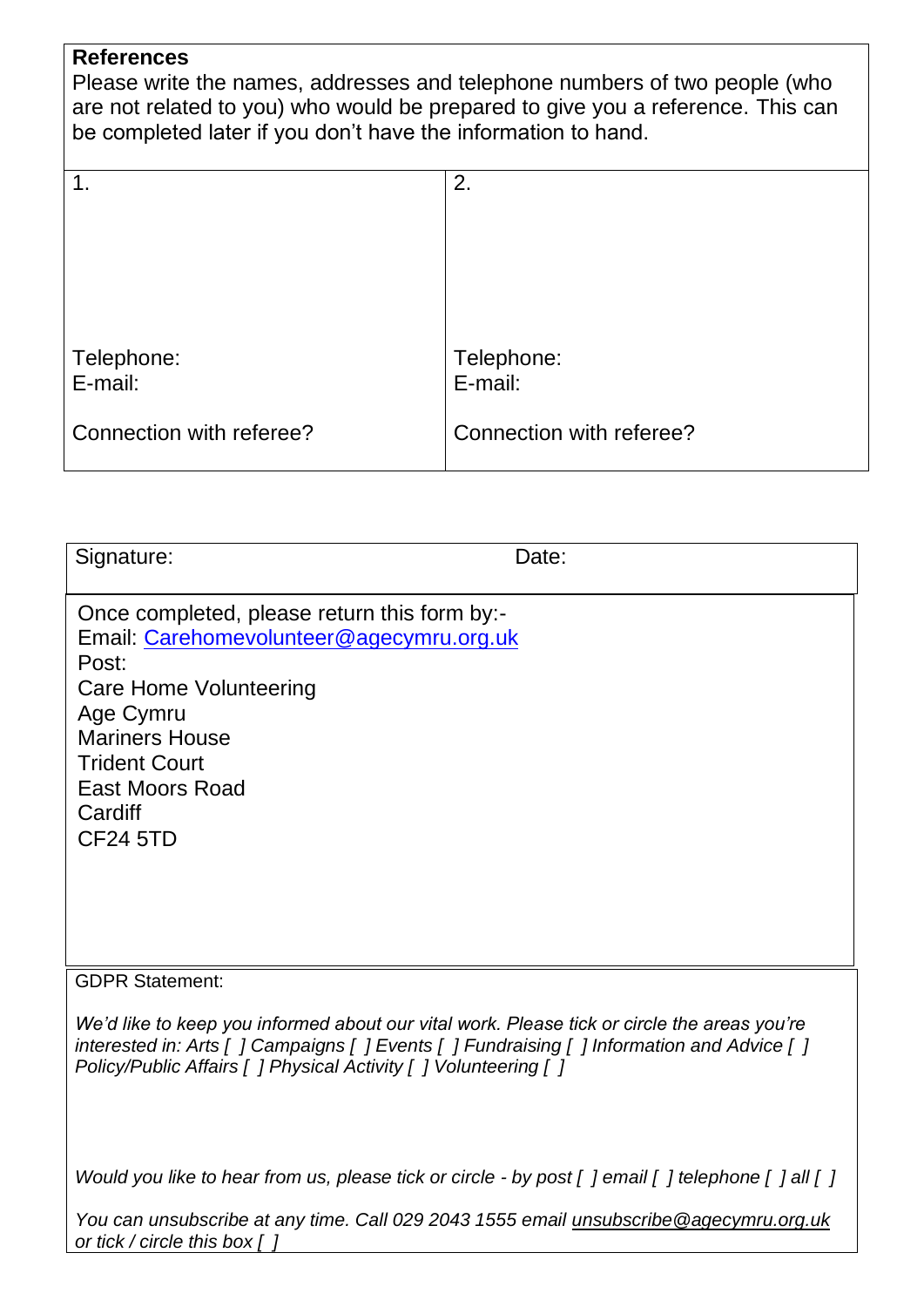**References**

Please write the names, addresses and telephone numbers of two people (who are not related to you) who would be prepared to give you a reference. This can be completed later if you don't have the information to hand.

| 1. | 2. |
|---|---|
| Telephone:<br>E-mail:<br><br>Connection with referee? | Telephone:<br>E-mail:<br><br>Connection with referee? |

| Signature: | Date: |
|---|---|

Once completed, please return this form by:-

Email: Carehomevolunteer@agecymru.org.uk

Post:

Care Home Volunteering
Age Cymru
Mariners House
Trident Court
East Moors Road
Cardiff
CF24 5TD

GDPR Statement:

*We'd like to keep you informed about our vital work. Please tick or circle the areas you're interested in: Arts [ ] Campaigns [ ] Events [ ] Fundraising [ ] Information and Advice [ ] Policy/Public Affairs [ ] Physical Activity [ ] Volunteering [ ]*

*Would you like to hear from us, please tick or circle - by post [ ] email [ ] telephone [ ] all [ ]*

*You can unsubscribe at any time. Call 029 2043 1555 email unsubscribe@agecymru.org.uk or tick / circle this box [ ]*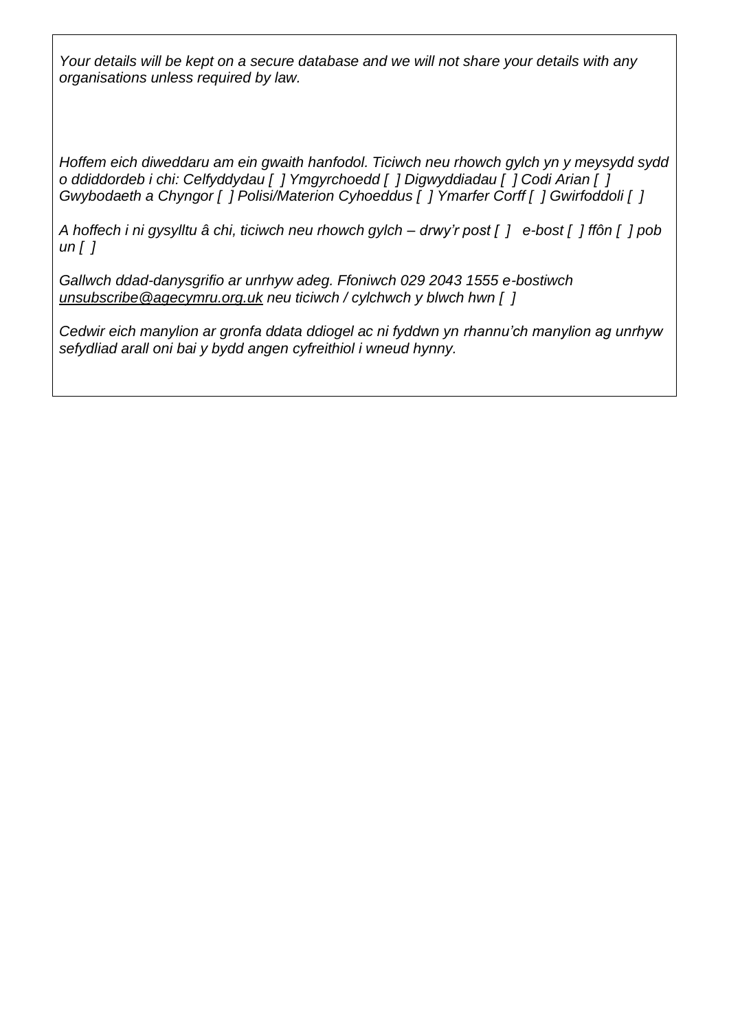*Your details will be kept on a secure database and we will not share your details with any organisations unless required by law.*

*Hoffem eich diweddaru am ein gwaith hanfodol. Ticiwch neu rhowch gylch yn y meysydd sydd o ddiddordeb i chi: Celfyddydau [ ] Ymgyrchoedd [ ] Digwyddiadau [ ] Codi Arian [ ] Gwybodaeth a Chyngor [ ] Polisi/Materion Cyhoeddus [ ] Ymarfer Corff [ ] Gwirfoddoli [ ]*

*A hoffech i ni gysylltu â chi, ticiwch neu rhowch gylch – drwy'r post [ ] e-bost [ ] ffôn [ ] pob un [ ]*

*Gallwch ddad-danysgrifio ar unrhyw adeg. Ffoniwch 029 2043 1555 e-bostiwch unsubscribe@agecymru.org.uk neu ticiwch / cylchwch y blwch hwn [ ]*

*Cedwir eich manylion ar gronfa ddata ddiogel ac ni fyddwn yn rhannu'ch manylion ag unrhyw sefydliad arall oni bai y bydd angen cyfreithiol i wneud hynny.*